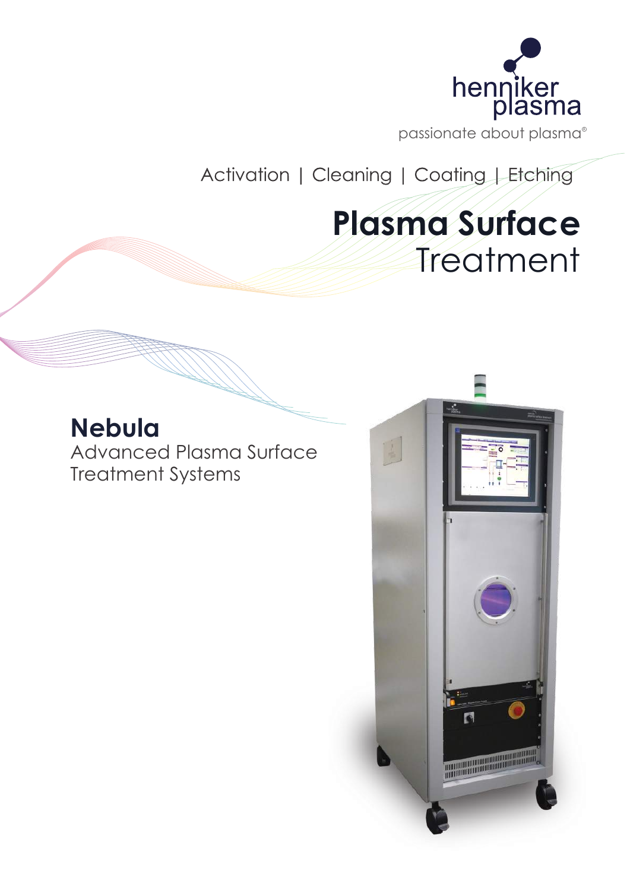henniker plasma

passionate about plasma®

Activation | Cleaning | Coating | Etching

# Plasma Surface Treatment

## Nebula

Advanced Plasma Surface Treatment Systems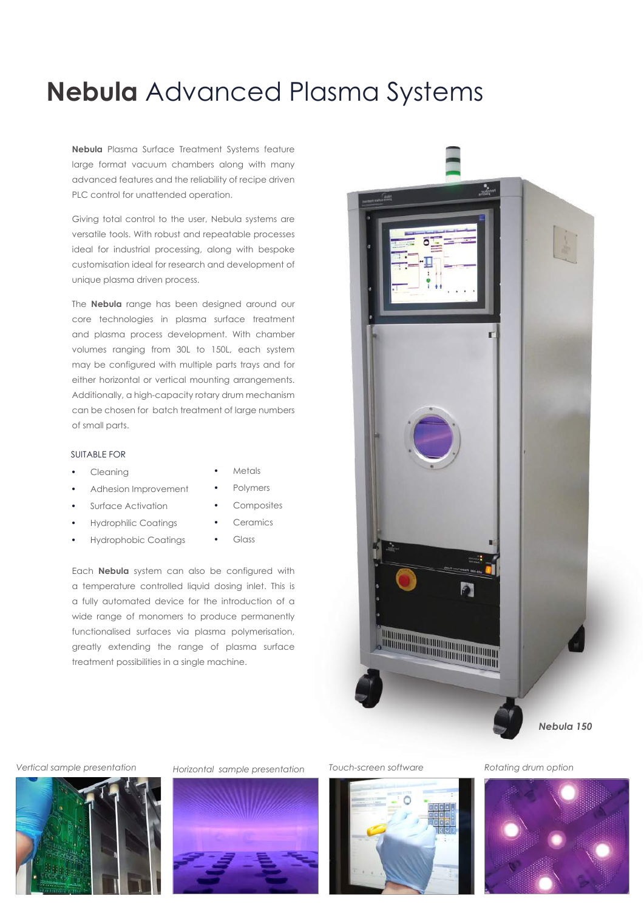# **Nebula** Advanced Plasma Systems

**Nebula** Plasma Surface Treatment Systems feature large format vacuum chambers along with many advanced features and the reliability of recipe driven PLC control for unattended operation.

Giving total control to the user, Nebula systems are versatile tools. With robust and repeatable processes ideal for industrial processing, along with bespoke customisation ideal for research and development of unique plasma driven process.

The **Nebula** range has been designed around our core technologies in plasma surface treatment and plasma process development. With chamber volumes ranging from 30L to 150L, each system may be configured with multiple parts trays and for either horizontal or vertical mounting arrangements. Additionally, a high-capacity rotary drum mechanism can be chosen for batch treatment of large numbers of small parts.

SUITABLE FOR

- Cleaning
- Adhesion Improvement
- Surface Activation
- Hydrophilic Coatings
- Hydrophobic Coatings

- Metals
- Polymers
- Composites
- Ceramics
- Glass

Each **Nebula** system can also be configured with a temperature controlled liquid dosing inlet. This is a fully automated device for the introduction of a wide range of monomers to produce permanently functionalised surfaces via plasma polymerisation, greatly extending the range of plasma surface treatment possibilities in a single machine.

***Nebula 150***

*Vertical sample presentation*

*Horizontal sample presentation*

*Touch-screen software*

*Rotating drum option*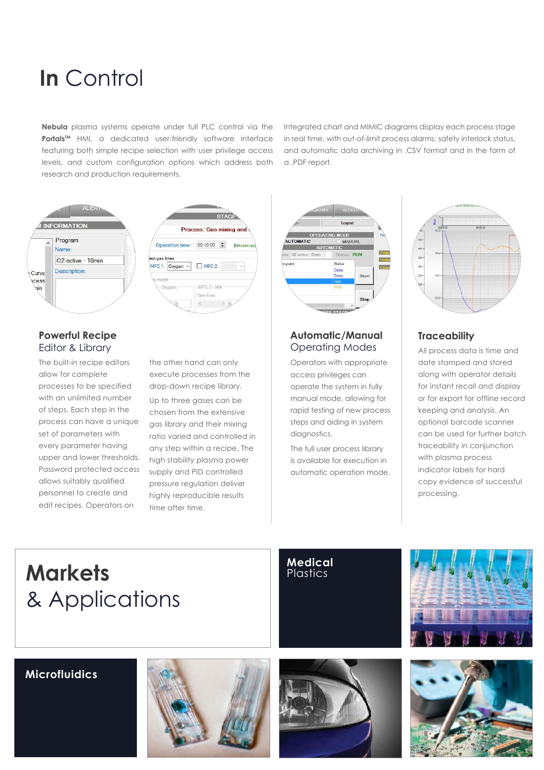# **In** Control

**Nebula** plasma systems operate under full PLC control via the **Portals™** HMI, a dedicated user-friendly software interface featuring both simple recipe selection with user privilege access levels, and custom configuration options which address both research and production requirements.

Integrated chart and MIMIC diagrams display each process stage in real time, with out-of-limit process alarms, safety interlock status, and automatic data archiving in .CSV format and in the form of a .PDF report.

## **Powerful Recipe** Editor & Library

The built-in recipe editors allow for complete processes to be specified with an unlimited number of steps. Each step in the process can have a unique set of parameters with every parameter having upper and lower thresholds. Password protected access allows suitably qualified personnel to create and edit recipes. Operators on the other hand can only execute processes from the drop-down recipe library.

Up to three gases can be chosen from the extensive gas library and their mixing ratio varied and controlled in any step within a recipe. The high stability plasma power supply and PID controlled pressure regulation deliver highly reproducible results time after time.

## **Automatic/Manual** Operating Modes

Operators with appropriate access privileges can operate the system in fully manual mode, allowing for rapid testing of new process steps and aiding in system diagnostics.

The full user process library is available for execution in automatic operation mode.

## **Traceability**

All process data is time and date stamped and stored along with operator details for instant recall and display or for export for offline record keeping and analysis. An optional barcode scanner can be used for further batch traceability in conjunction with plasma process indicator labels for hard copy evidence of successful processing.

# **Markets** & Applications

## **Medical** Plastics

## **Microfluidics**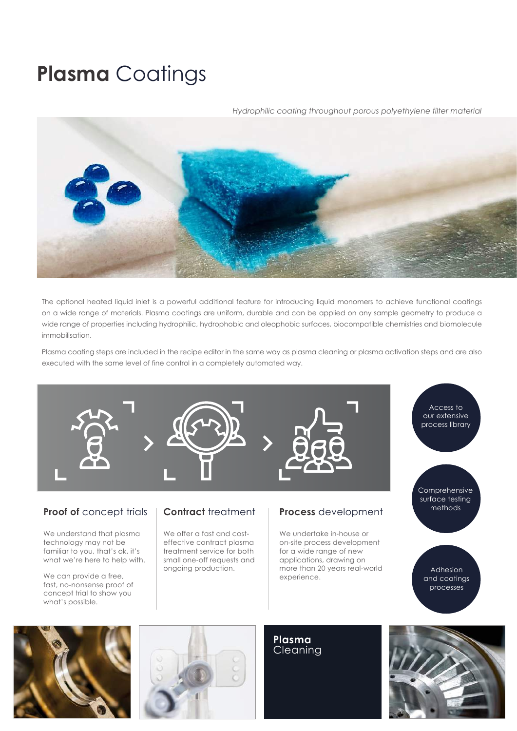# **Plasma** Coatings

*Hydrophilic coating throughout porous polyethylene filter material*

The optional heated liquid inlet is a powerful additional feature for introducing liquid monomers to achieve functional coatings on a wide range of materials. Plasma coatings are uniform, durable and can be applied on any sample geometry to produce a wide range of properties including hydrophilic, hydrophobic and oleophobic surfaces, biocompatible chemistries and biomolecule immobilisation.

Plasma coating steps are included in the recipe editor in the same way as plasma cleaning or plasma activation steps and are also executed with the same level of fine control in a completely automated way.

### **Proof of** concept trials

We understand that plasma technology may not be familiar to you, that's ok, it's what we're here to help with.

We can provide a free, fast, no-nonsense proof of concept trial to show you what's possible.

### **Contract** treatment

We offer a fast and cost-effective contract plasma treatment service for both small one-off requests and ongoing production.

### **Process** development

We undertake in-house or on-site process development for a wide range of new applications, drawing on more than 20 years real-world experience.

- Access to our extensive process library
- Comprehensive surface testing methods
- Adhesion and coatings processes

**Plasma** Cleaning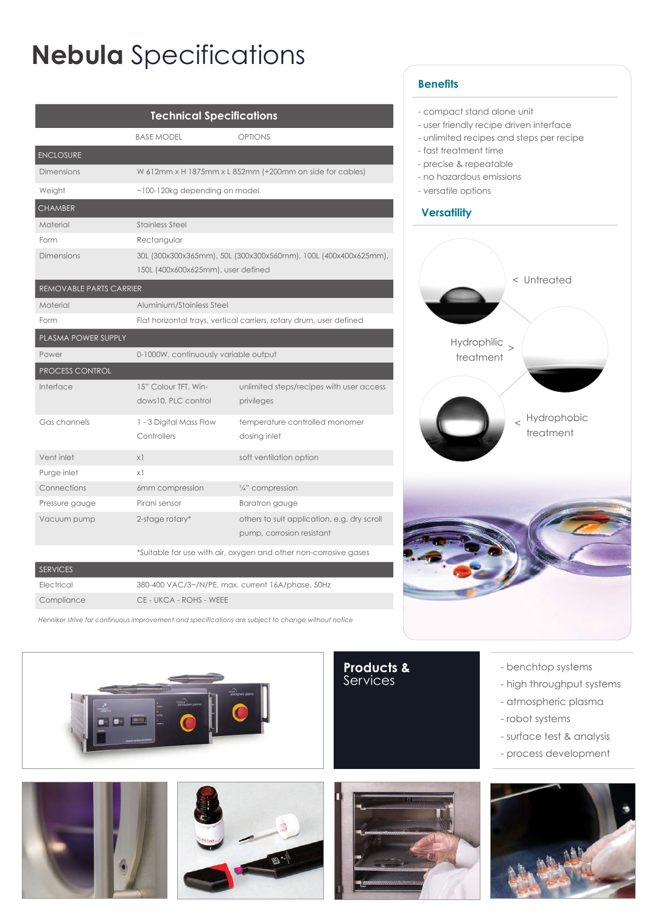# **Nebula** Specifications

| Technical Specifications | | |
|---|---|---|
| | BASE MODEL | OPTIONS |
| **ENCLOSURE** | | |
| Dimensions | W 612mm x H 1875mm x L 852mm (+200mm on side for cables) | |
| Weight | ~100-120kg depending on model | |
| **CHAMBER** | | |
| Material | Stainless Steel | |
| Form | Rectangular | |
| Dimensions | 30L (300x300x365mm), 50L (300x300x560mm), 100L (400x400x625mm), 150L (400x600x625mm), user defined | |
| **REMOVABLE PARTS CARRIER** | | |
| Material | Aluminium/Stainless Steel | |
| Form | Flat horizontal trays, vertical carriers, rotary drum, user defined | |
| **PLASMA POWER SUPPLY** | | |
| Power | 0-1000W, continuously variable output | |
| **PROCESS CONTROL** | | |
| Interface | 15" Colour TFT, Windows10, PLC control | unlimited steps/recipes with user access privileges |
| Gas channels | 1 - 3 Digital Mass Flow Controllers | temperature controlled monomer dosing inlet |
| Vent inlet | x1 | soft ventilation option |
| Purge inlet | x1 | |
| Connections | 6mm compression | ¼" compression |
| Pressure gauge | Pirani sensor | Baratron gauge |
| Vacuum pump | 2-stage rotary* | others to suit application, e.g. dry scroll pump, corrosion resistant |
| | *Suitable for use with air, oxygen and other non-corrosive gases | |
| **SERVICES** | | |
| Electrical | 380-400 VAC/3~/N/PE, max. current 16A/phase, 50Hz | |
| Compliance | CE - UKCA - ROHS - WEEE | |

*Henniker strive for continuous improvement and specifications are subject to change without notice*

## Benefits

- compact stand alone unit
- user friendly recipe driven interface
- unlimited recipes and steps per recipe
- fast treatment time
- precise & repeatable
- no hazardous emissions
- versatile options

## Versatility

< Untreated

Hydrophilic treatment >

< Hydrophobic treatment

## **Products &** Services

- benchtop systems
- high throughput systems
- atmospheric plasma
- robot systems
- surface test & analysis
- process development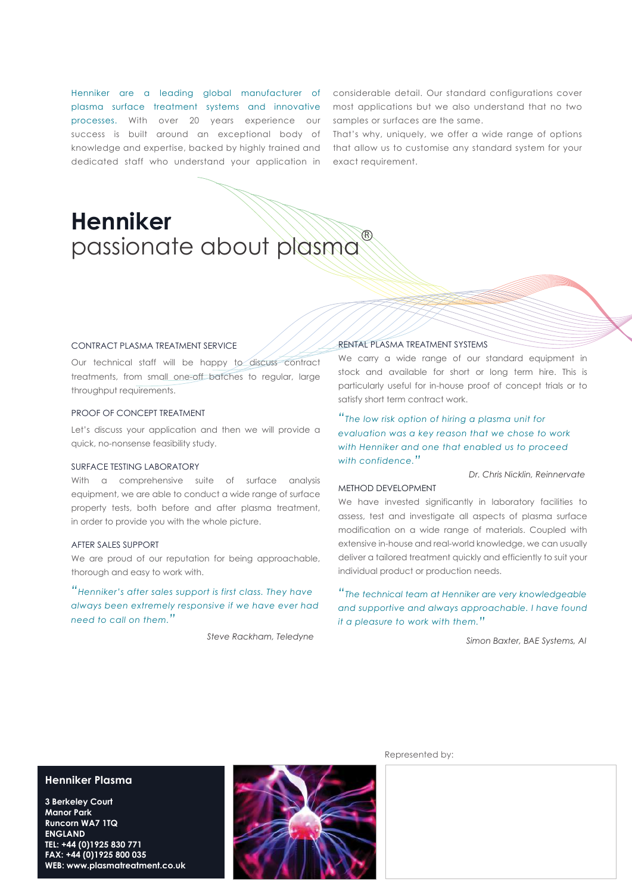Henniker are a leading global manufacturer of plasma surface treatment systems and innovative processes. With over 20 years experience our success is built around an exceptional body of knowledge and expertise, backed by highly trained and dedicated staff who understand your application in considerable detail. Our standard configurations cover most applications but we also understand that no two samples or surfaces are the same.

That's why, uniquely, we offer a wide range of options that allow us to customise any standard system for your exact requirement.

# **Henniker**
# passionate about plasma®

### CONTRACT PLASMA TREATMENT SERVICE

Our technical staff will be happy to discuss contract treatments, from small one-off batches to regular, large throughput requirements.

### PROOF OF CONCEPT TREATMENT

Let's discuss your application and then we will provide a quick, no-nonsense feasibility study.

### SURFACE TESTING LABORATORY

With a comprehensive suite of surface analysis equipment, we are able to conduct a wide range of surface property tests, both before and after plasma treatment, in order to provide you with the whole picture.

### AFTER SALES SUPPORT

We are proud of our reputation for being approachable, thorough and easy to work with.

*"Henniker's after sales support is first class. They have always been extremely responsive if we have ever had need to call on them."*

*Steve Rackham, Teledyne*

### RENTAL PLASMA TREATMENT SYSTEMS

We carry a wide range of our standard equipment in stock and available for short or long term hire. This is particularly useful for in-house proof of concept trials or to satisfy short term contract work.

*"The low risk option of hiring a plasma unit for evaluation was a key reason that we chose to work with Henniker and one that enabled us to proceed with confidence."*

*Dr. Chris Nicklin, Reinnervate*

### METHOD DEVELOPMENT

We have invested significantly in laboratory facilities to assess, test and investigate all aspects of plasma surface modification on a wide range of materials. Coupled with extensive in-house and real-world knowledge, we can usually deliver a tailored treatment quickly and efficiently to suit your individual product or production needs.

*"The technical team at Henniker are very knowledgeable and supportive and always approachable. I have found it a pleasure to work with them."*

*Simon Baxter, BAE Systems, AI*

**Henniker Plasma**

**3 Berkeley Court**
**Manor Park**
**Runcorn WA7 1TQ**
**ENGLAND**
**TEL: +44 (0)1925 830 771**
**FAX: +44 (0)1925 800 035**
**WEB: www.plasmatreatment.co.uk**

Represented by: